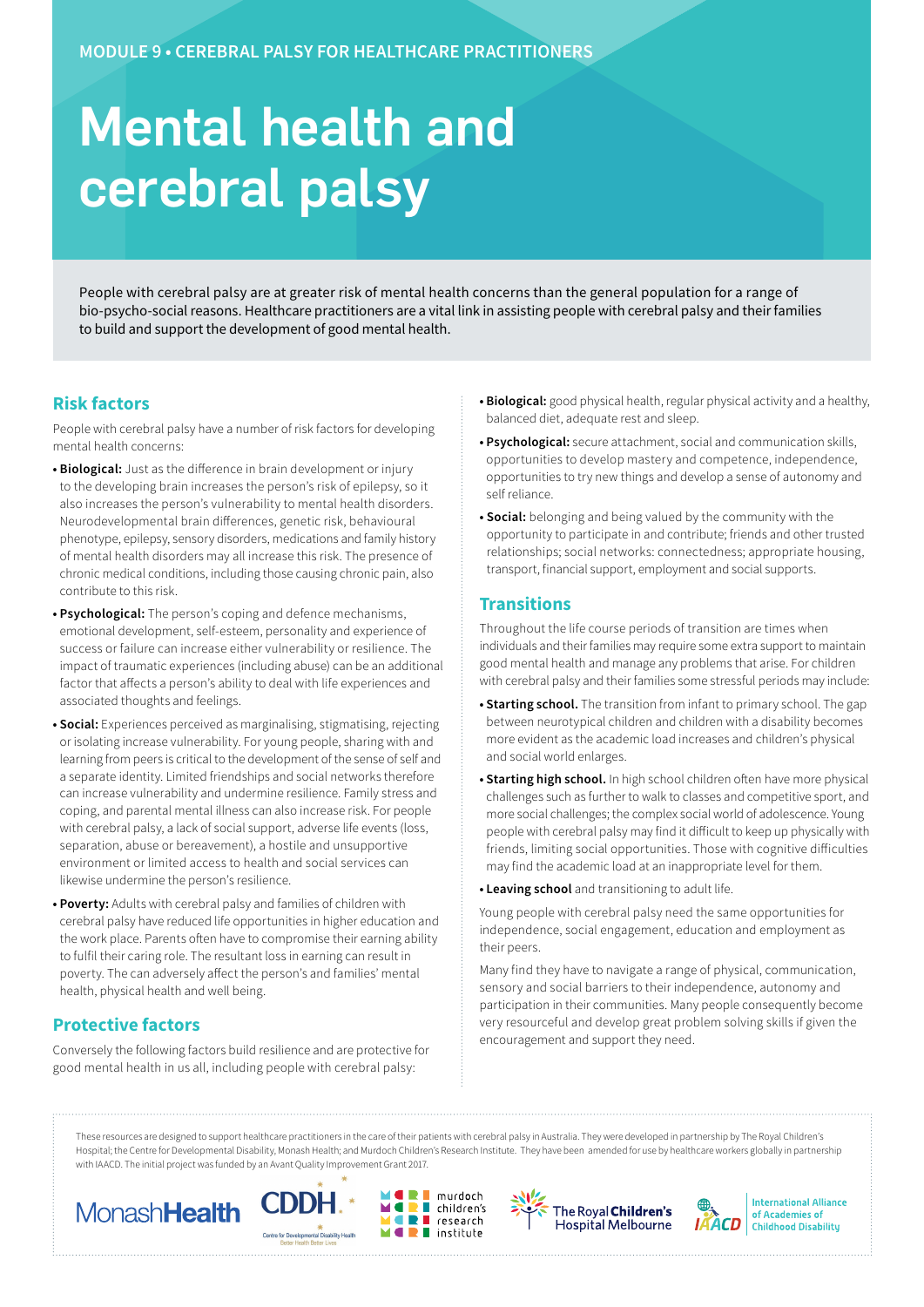MODULE 9 • CEREBRAL PALSY FOR HEALTHCARE PRACTITIONERS

# Mental health and cerebral palsy

People with cerebral palsy are at greater risk of mental health concerns than the general population for a range of bio-psycho-social reasons. Healthcare practitioners are a vital link in assisting people with cerebral palsy and their families to build and support the development of good mental health.

## Risk factors

People with cerebral palsy have a number of risk factors for developing mental health concerns:

- **Biological:** Just as the difference in brain development or injury to the developing brain increases the person's risk of epilepsy, so it also increases the person's vulnerability to mental health disorders. Neurodevelopmental brain differences, genetic risk, behavioural phenotype, epilepsy, sensory disorders, medications and family history of mental health disorders may all increase this risk. The presence of chronic medical conditions, including those causing chronic pain, also contribute to this risk.
- **Psychological:** The person's coping and defence mechanisms, emotional development, self-esteem, personality and experience of success or failure can increase either vulnerability or resilience. The impact of traumatic experiences (including abuse) can be an additional factor that affects a person's ability to deal with life experiences and associated thoughts and feelings.
- **Social:** Experiences perceived as marginalising, stigmatising, rejecting or isolating increase vulnerability. For young people, sharing with and learning from peers is critical to the development of the sense of self and a separate identity. Limited friendships and social networks therefore can increase vulnerability and undermine resilience. Family stress and coping, and parental mental illness can also increase risk. For people with cerebral palsy, a lack of social support, adverse life events (loss, separation, abuse or bereavement), a hostile and unsupportive environment or limited access to health and social services can likewise undermine the person's resilience.
- **Poverty:** Adults with cerebral palsy and families of children with cerebral palsy have reduced life opportunities in higher education and the work place. Parents often have to compromise their earning ability to fulfil their caring role. The resultant loss in earning can result in poverty. The can adversely affect the person's and families' mental health, physical health and well being.

## Protective factors

Conversely the following factors build resilience and are protective for good mental health in us all, including people with cerebral palsy:

- **Biological:** good physical health, regular physical activity and a healthy, balanced diet, adequate rest and sleep.
- **Psychological:** secure attachment, social and communication skills, opportunities to develop mastery and competence, independence, opportunities to try new things and develop a sense of autonomy and self reliance.
- **Social:** belonging and being valued by the community with the opportunity to participate in and contribute; friends and other trusted relationships; social networks: connectedness; appropriate housing, transport, financial support, employment and social supports.

## Transitions

Throughout the life course periods of transition are times when individuals and their families may require some extra support to maintain good mental health and manage any problems that arise. For children with cerebral palsy and their families some stressful periods may include:

- **Starting school.** The transition from infant to primary school. The gap between neurotypical children and children with a disability becomes more evident as the academic load increases and children's physical and social world enlarges.
- **Starting high school.** In high school children often have more physical challenges such as further to walk to classes and competitive sport, and more social challenges; the complex social world of adolescence. Young people with cerebral palsy may find it difficult to keep up physically with friends, limiting social opportunities. Those with cognitive difficulties may find the academic load at an inappropriate level for them.
- **Leaving school** and transitioning to adult life.

Young people with cerebral palsy need the same opportunities for independence, social engagement, education and employment as their peers.

Many find they have to navigate a range of physical, communication, sensory and social barriers to their independence, autonomy and participation in their communities. Many people consequently become very resourceful and develop great problem solving skills if given the encouragement and support they need.

These resources are designed to support healthcare practitioners in the care of their patients with cerebral palsy in Australia. They were developed in partnership by The Royal Children's Hospital; the Centre for Developmental Disability, Monash Health; and Murdoch Children's Research Institute. They have been amended for use by healthcare workers globally in partnership with IAACD. The initial project was funded by an Avant Quality Improvement Grant 2017.

MonashHealth | CDDH Centre for Developmental Disability Health – Better Health Better Lives | murdoch children's research institute | The Royal Children's Hospital Melbourne | IAACD International Alliance of Academies of Childhood Disability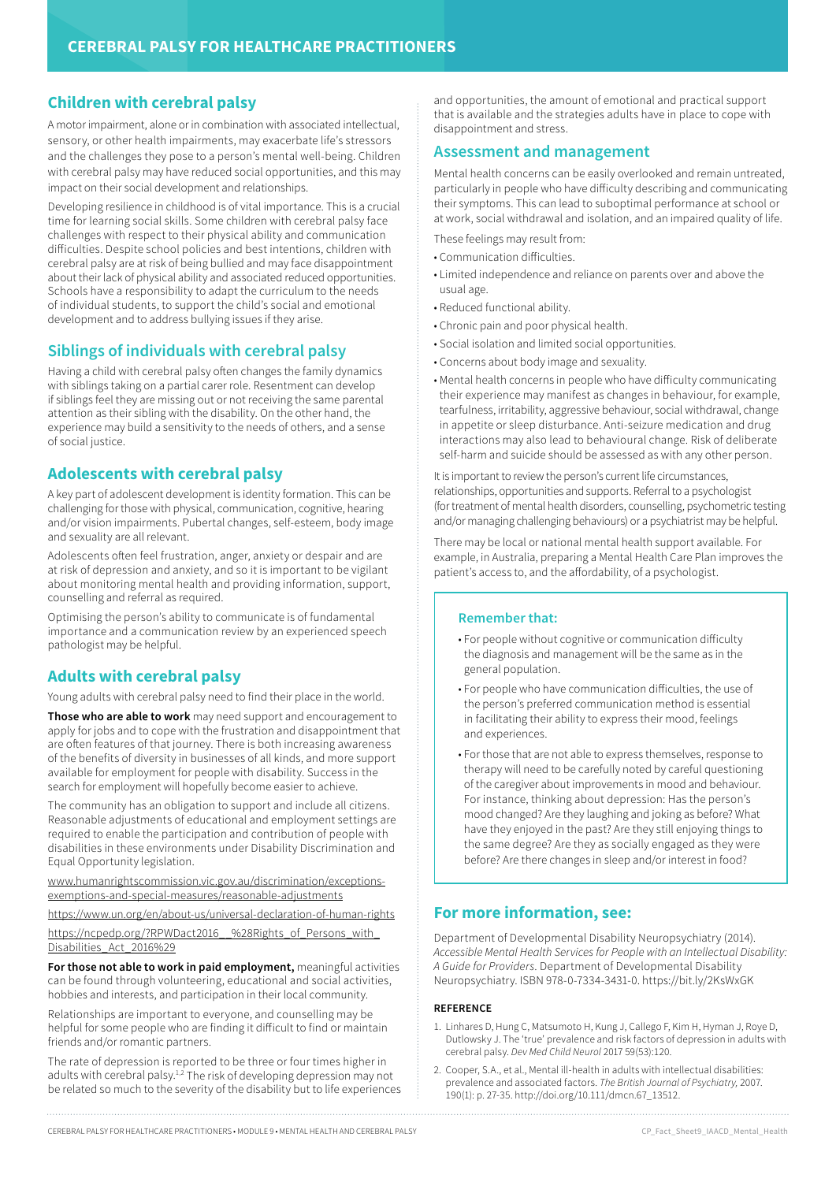## Children with cerebral palsy

A motor impairment, alone or in combination with associated intellectual, sensory, or other health impairments, may exacerbate life's stressors and the challenges they pose to a person's mental well-being. Children with cerebral palsy may have reduced social opportunities, and this may impact on their social development and relationships.

Developing resilience in childhood is of vital importance. This is a crucial time for learning social skills. Some children with cerebral palsy face challenges with respect to their physical ability and communication difficulties. Despite school policies and best intentions, children with cerebral palsy are at risk of being bullied and may face disappointment about their lack of physical ability and associated reduced opportunities. Schools have a responsibility to adapt the curriculum to the needs of individual students, to support the child's social and emotional development and to address bullying issues if they arise.

## Siblings of individuals with cerebral palsy

Having a child with cerebral palsy often changes the family dynamics with siblings taking on a partial carer role. Resentment can develop if siblings feel they are missing out or not receiving the same parental attention as their sibling with the disability. On the other hand, the experience may build a sensitivity to the needs of others, and a sense of social justice.

## Adolescents with cerebral palsy

A key part of adolescent development is identity formation. This can be challenging for those with physical, communication, cognitive, hearing and/or vision impairments. Pubertal changes, self-esteem, body image and sexuality are all relevant.

Adolescents often feel frustration, anger, anxiety or despair and are at risk of depression and anxiety, and so it is important to be vigilant about monitoring mental health and providing information, support, counselling and referral as required.

Optimising the person's ability to communicate is of fundamental importance and a communication review by an experienced speech pathologist may be helpful.

## Adults with cerebral palsy

Young adults with cerebral palsy need to find their place in the world.

**Those who are able to work** may need support and encouragement to apply for jobs and to cope with the frustration and disappointment that are often features of that journey. There is both increasing awareness of the benefits of diversity in businesses of all kinds, and more support available for employment for people with disability. Success in the search for employment will hopefully become easier to achieve.

The community has an obligation to support and include all citizens. Reasonable adjustments of educational and employment settings are required to enable the participation and contribution of people with disabilities in these environments under Disability Discrimination and Equal Opportunity legislation.

www.humanrightscommission.vic.gov.au/discrimination/exceptions-exemptions-and-special-measures/reasonable-adjustments

https://www.un.org/en/about-us/universal-declaration-of-human-rights

https://ncpedp.org/?RPWDact2016__%28Rights_of_Persons_with_Disabilities_Act_2016%29

**For those not able to work in paid employment,** meaningful activities can be found through volunteering, educational and social activities, hobbies and interests, and participation in their local community.

Relationships are important to everyone, and counselling may be helpful for some people who are finding it difficult to find or maintain friends and/or romantic partners.

The rate of depression is reported to be three or four times higher in adults with cerebral palsy.[1,2] The risk of developing depression may not be related so much to the severity of the disability but to life experiences and opportunities, the amount of emotional and practical support that is available and the strategies adults have in place to cope with disappointment and stress.

## Assessment and management

Mental health concerns can be easily overlooked and remain untreated, particularly in people who have difficulty describing and communicating their symptoms. This can lead to suboptimal performance at school or at work, social withdrawal and isolation, and an impaired quality of life.

These feelings may result from:

- Communication difficulties.
- Limited independence and reliance on parents over and above the usual age.
- Reduced functional ability.
- Chronic pain and poor physical health.
- Social isolation and limited social opportunities.
- Concerns about body image and sexuality.
- Mental health concerns in people who have difficulty communicating their experience may manifest as changes in behaviour, for example, tearfulness, irritability, aggressive behaviour, social withdrawal, change in appetite or sleep disturbance. Anti-seizure medication and drug interactions may also lead to behavioural change. Risk of deliberate self-harm and suicide should be assessed as with any other person.

It is important to review the person's current life circumstances, relationships, opportunities and supports. Referral to a psychologist (for treatment of mental health disorders, counselling, psychometric testing and/or managing challenging behaviours) or a psychiatrist may be helpful.

There may be local or national mental health support available. For example, in Australia, preparing a Mental Health Care Plan improves the patient's access to, and the affordability, of a psychologist.

### Remember that:

- For people without cognitive or communication difficulty the diagnosis and management will be the same as in the general population.
- For people who have communication difficulties, the use of the person's preferred communication method is essential in facilitating their ability to express their mood, feelings and experiences.
- For those that are not able to express themselves, response to therapy will need to be carefully noted by careful questioning of the caregiver about improvements in mood and behaviour. For instance, thinking about depression: Has the person's mood changed? Are they laughing and joking as before? What have they enjoyed in the past? Are they still enjoying things to the same degree? Are they as socially engaged as they were before? Are there changes in sleep and/or interest in food?

## For more information, see:

Department of Developmental Disability Neuropsychiatry (2014). *Accessible Mental Health Services for People with an Intellectual Disability: A Guide for Providers*. Department of Developmental Disability Neuropsychiatry. ISBN 978-0-7334-3431-0. https://bit.ly/2KsWxGK

#### REFERENCE

1. Linhares D, Hung C, Matsumoto H, Kung J, Callego F, Kim H, Hyman J, Roye D, Dutlowsky J. The 'true' prevalence and risk factors of depression in adults with cerebral palsy. *Dev Med Child Neurol* 2017 59(53):120.
2. Cooper, S.A., et al., Mental ill-health in adults with intellectual disabilities: prevalence and associated factors. *The British Journal of Psychiatry,* 2007. 190(1): p. 27-35. http://doi.org/10.111/dmcn.67_13512.